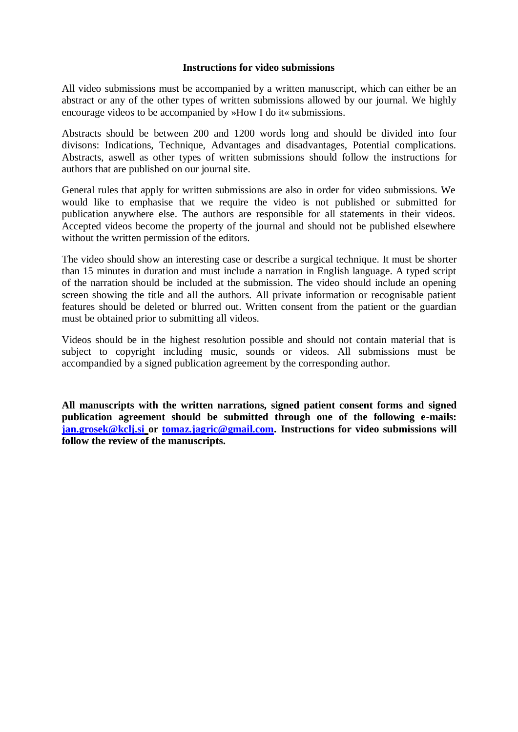**Instructions for video submissions**

All video submissions must be accompanied by a written manuscript, which can either be an abstract or any of the other types of written submissions allowed by our journal. We highly encourage videos to be accompanied by »How I do it« submissions.

Abstracts should be between 200 and 1200 words long and should be divided into four divisons: Indications, Technique, Advantages and disadvantages, Potential complications. Abstracts, aswell as other types of written submissions should follow the instructions for authors that are published on our journal site.

General rules that apply for written submissions are also in order for video submissions. We would like to emphasise that we require the video is not published or submitted for publication anywhere else. The authors are responsible for all statements in their videos. Accepted videos become the property of the journal and should not be published elsewhere without the written permission of the editors.

The video should show an interesting case or describe a surgical technique. It must be shorter than 15 minutes in duration and must include a narration in English language. A typed script of the narration should be included at the submission. The video should include an opening screen showing the title and all the authors. All private information or recognisable patient features should be deleted or blurred out. Written consent from the patient or the guardian must be obtained prior to submitting all videos.

Videos should be in the highest resolution possible and should not contain material that is subject to copyright including music, sounds or videos. All submissions must be accompandied by a signed publication agreement by the corresponding author.

**All manuscripts with the written narrations, signed patient consent forms and signed publication agreement should be submitted through one of the following e-mails: jan.grosek@kclj.si or tomaz.jagric@gmail.com. Instructions for video submissions will follow the review of the manuscripts.**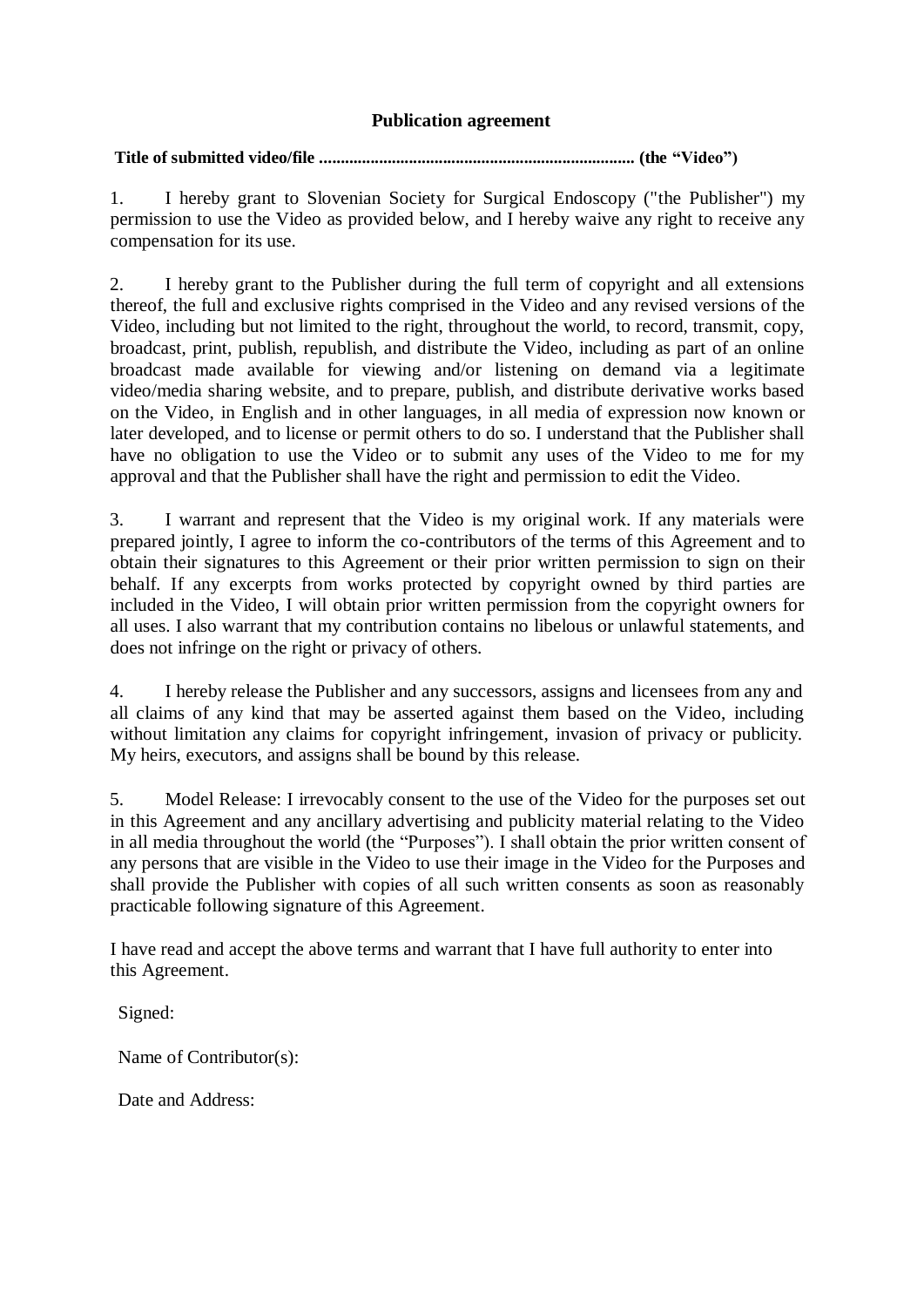# Publication agreement

**Title of submitted video/file ......................................................................... (the "Video")**

1. I hereby grant to Slovenian Society for Surgical Endoscopy ("the Publisher") my permission to use the Video as provided below, and I hereby waive any right to receive any compensation for its use.

2. I hereby grant to the Publisher during the full term of copyright and all extensions thereof, the full and exclusive rights comprised in the Video and any revised versions of the Video, including but not limited to the right, throughout the world, to record, transmit, copy, broadcast, print, publish, republish, and distribute the Video, including as part of an online broadcast made available for viewing and/or listening on demand via a legitimate video/media sharing website, and to prepare, publish, and distribute derivative works based on the Video, in English and in other languages, in all media of expression now known or later developed, and to license or permit others to do so. I understand that the Publisher shall have no obligation to use the Video or to submit any uses of the Video to me for my approval and that the Publisher shall have the right and permission to edit the Video.

3. I warrant and represent that the Video is my original work. If any materials were prepared jointly, I agree to inform the co-contributors of the terms of this Agreement and to obtain their signatures to this Agreement or their prior written permission to sign on their behalf. If any excerpts from works protected by copyright owned by third parties are included in the Video, I will obtain prior written permission from the copyright owners for all uses. I also warrant that my contribution contains no libelous or unlawful statements, and does not infringe on the right or privacy of others.

4. I hereby release the Publisher and any successors, assigns and licensees from any and all claims of any kind that may be asserted against them based on the Video, including without limitation any claims for copyright infringement, invasion of privacy or publicity. My heirs, executors, and assigns shall be bound by this release.

5. Model Release: I irrevocably consent to the use of the Video for the purposes set out in this Agreement and any ancillary advertising and publicity material relating to the Video in all media throughout the world (the "Purposes"). I shall obtain the prior written consent of any persons that are visible in the Video to use their image in the Video for the Purposes and shall provide the Publisher with copies of all such written consents as soon as reasonably practicable following signature of this Agreement.

I have read and accept the above terms and warrant that I have full authority to enter into this Agreement.

Signed:

Name of Contributor(s):

Date and Address: